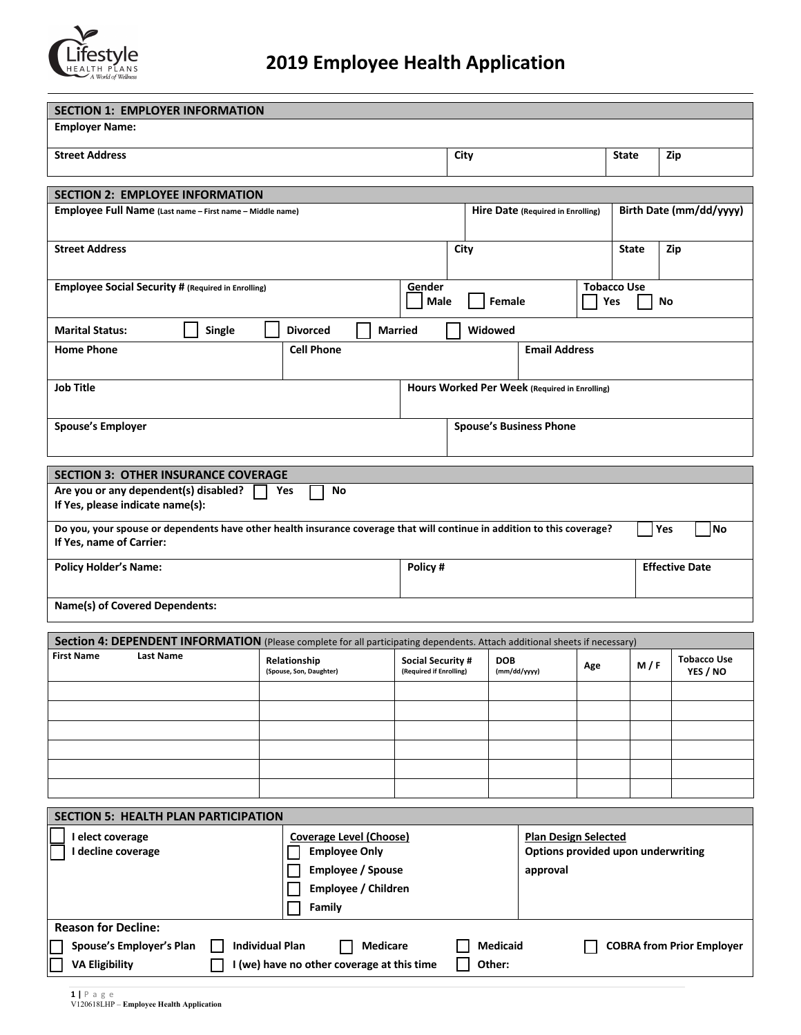# 2019 Employee Health Application

## SECTION 1: EMPLOYER INFORMATION

**Employer Name:**

| **Street Address** | **City** | **State** | **Zip** |
|---|---|---|---|
| | | | |

## SECTION 2: EMPLOYEE INFORMATION

| **Employee Full Name** (Last name – First name – Middle name) | **Hire Date** (Required in Enrolling) | **Birth Date (mm/dd/yyyy)** |
|---|---|---|
| | | |

| **Street Address** | **City** | **State** | **Zip** |
|---|---|---|---|
| | | | |

**Employee Social Security #** (Required in Enrolling)

**Gender** ☐ Male ☐ Female

**Tobacco Use** ☐ Yes ☐ No

**Marital Status:** ☐ Single ☐ Divorced ☐ Married ☐ Widowed

| **Home Phone** | **Cell Phone** | **Email Address** |
|---|---|---|
| | | |

| **Job Title** | **Hours Worked Per Week** (Required in Enrolling) |
|---|---|
| | |

| **Spouse's Employer** | **Spouse's Business Phone** |
|---|---|
| | |

## SECTION 3: OTHER INSURANCE COVERAGE

**Are you or any dependent(s) disabled?** ☐ Yes ☐ No

**If Yes, please indicate name(s):**

**Do you, your spouse or dependents have other health insurance coverage that will continue in addition to this coverage?** ☐ Yes ☐ No

**If Yes, name of Carrier:**

| **Policy Holder's Name:** | **Policy #** | **Effective Date** |
|---|---|---|
| | | |

**Name(s) of Covered Dependents:**

## Section 4: DEPENDENT INFORMATION

(Please complete for all participating dependents. Attach additional sheets if necessary)

| First Name / Last Name | Relationship (Spouse, Son, Daughter) | Social Security # (Required if Enrolling) | DOB (mm/dd/yyyy) | Age | M / F | Tobacco Use YES / NO |
|---|---|---|---|---|---|---|
| | | | | | | |
| | | | | | | |
| | | | | | | |
| | | | | | | |
| | | | | | | |
| | | | | | | |

## SECTION 5: HEALTH PLAN PARTICIPATION

☐ **I elect coverage**
☐ **I decline coverage**

**Coverage Level (Choose)**
- ☐ Employee Only
- ☐ Employee / Spouse
- ☐ Employee / Children
- ☐ Family

**Plan Design Selected**
Options provided upon underwriting approval

**Reason for Decline:**

☐ Spouse's Employer's Plan ☐ Individual Plan ☐ Medicare ☐ Medicaid ☐ COBRA from Prior Employer

☐ VA Eligibility ☐ I (we) have no other coverage at this time ☐ Other:

V120618LHP – **Employee Health Application**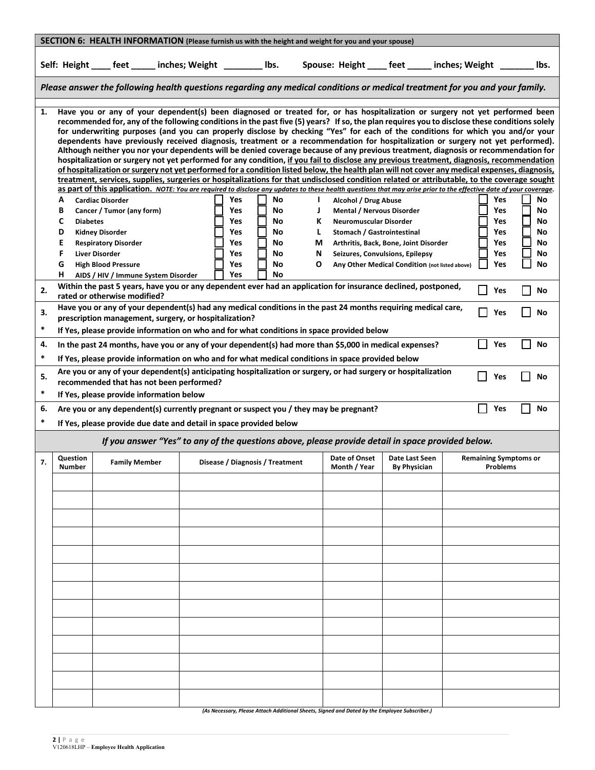## SECTION 6: HEALTH INFORMATION (Please furnish us with the height and weight for you and your spouse)

**Self: Height ____ feet _____ inches; Weight ________ lbs.   Spouse: Height ____ feet _____ inches; Weight _______ lbs.**

***Please answer the following health questions regarding any medical conditions or medical treatment for you and your family.***

**1. Have you or any of your dependent(s) been diagnosed or treated for, or has hospitalization or surgery not yet performed been recommended for, any of the following conditions in the past five (5) years? If so, the plan requires you to disclose these conditions solely for underwriting purposes (and you can properly disclose by checking "Yes" for each of the conditions for which you and/or your dependents have previously received diagnosis, treatment or a recommendation for hospitalization or surgery not yet performed). Although neither you nor your dependents will be denied coverage because of any previous treatment, diagnosis or recommendation for hospitalization or surgery not yet performed for any condition, <u>if you fail to disclose any previous treatment, diagnosis, recommendation of hospitalization or surgery not yet performed for a condition listed below, the health plan will not cover any medical expenses, diagnosis, treatment, services, supplies, surgeries or hospitalizations for that undisclosed condition related or attributable, to the coverage sought as part of this application.</u>** ***NOTE: You are required to disclose any updates to these health questions that may arise prior to the effective date of your coverage.***

| | Condition | Yes | No | | Condition | Yes | No |
|---|---|---|---|---|---|---|---|
| A | Cardiac Disorder | ☐ Yes | ☐ No | I | Alcohol / Drug Abuse | ☐ Yes | ☐ No |
| B | Cancer / Tumor (any form) | ☐ Yes | ☐ No | J | Mental / Nervous Disorder | ☐ Yes | ☐ No |
| C | Diabetes | ☐ Yes | ☐ No | K | Neuromuscular Disorder | ☐ Yes | ☐ No |
| D | Kidney Disorder | ☐ Yes | ☐ No | L | Stomach / Gastrointestinal | ☐ Yes | ☐ No |
| E | Respiratory Disorder | ☐ Yes | ☐ No | M | Arthritis, Back, Bone, Joint Disorder | ☐ Yes | ☐ No |
| F | Liver Disorder | ☐ Yes | ☐ No | N | Seizures, Convulsions, Epilepsy | ☐ Yes | ☐ No |
| G | High Blood Pressure | ☐ Yes | ☐ No | O | Any Other Medical Condition (not listed above) | ☐ Yes | ☐ No |
| H | AIDS / HIV / Immune System Disorder | ☐ Yes | ☐ No | | | | |

**2. Within the past 5 years, have you or any dependent ever had an application for insurance declined, postponed, rated or otherwise modified?** ☐ Yes ☐ No

**3. Have you or any of your dependent(s) had any medical conditions in the past 24 months requiring medical care, prescription management, surgery, or hospitalization?** ☐ Yes ☐ No

**\* If Yes, please provide information on who and for what conditions in space provided below**

**4. In the past 24 months, have you or any of your dependent(s) had more than $5,000 in medical expenses?** ☐ Yes ☐ No

**\* If Yes, please provide information on who and for what medical conditions in space provided below**

**5. Are you or any of your dependent(s) anticipating hospitalization or surgery, or had surgery or hospitalization recommended that has not been performed?** ☐ Yes ☐ No

**\* If Yes, please provide information below**

**6. Are you or any dependent(s) currently pregnant or suspect you / they may be pregnant?** ☐ Yes ☐ No

**\* If Yes, please provide due date and detail in space provided below**

***If you answer "Yes" to any of the questions above, please provide detail in space provided below.***

**7.**

| Question Number | Family Member | Disease / Diagnosis / Treatment | Date of Onset Month / Year | Date Last Seen By Physician | Remaining Symptoms or Problems |
|---|---|---|---|---|---|
| | | | | | |
| | | | | | |
| | | | | | |
| | | | | | |
| | | | | | |
| | | | | | |
| | | | | | |
| | | | | | |
| | | | | | |
| | | | | | |
| | | | | | |
| | | | | | |
| | | | | | |

*(As Necessary, Please Attach Additional Sheets, Signed and Dated by the Employee Subscriber.)*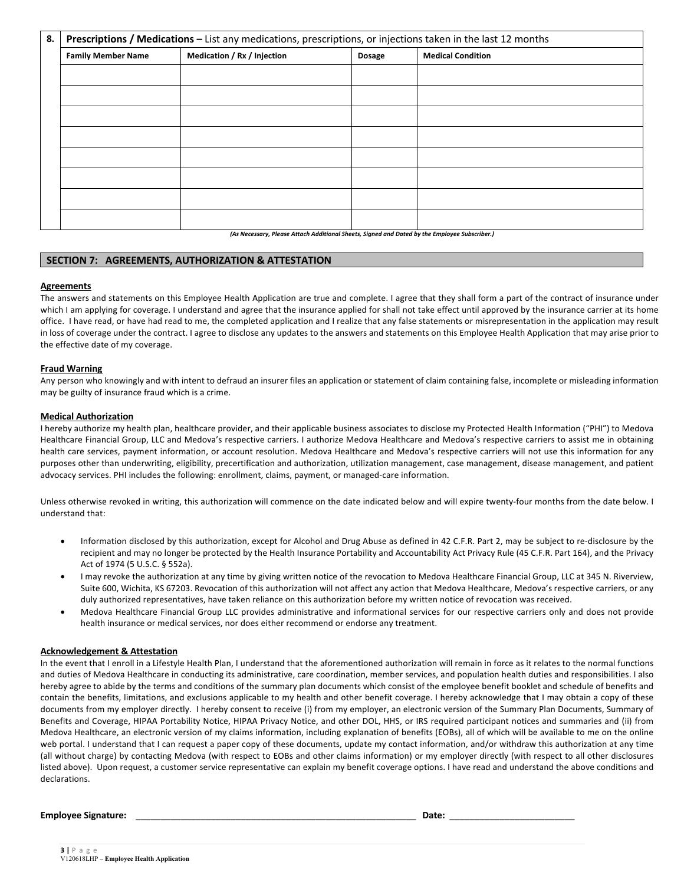| 8. | **Prescriptions / Medications –** List any medications, prescriptions, or injections taken in the last 12 months | | | |
|---|---|---|---|---|
| | **Family Member Name** | **Medication / Rx / Injection** | **Dosage** | **Medical Condition** |
| | | | | |
| | | | | |
| | | | | |
| | | | | |
| | | | | |
| | | | | |
| | | | | |
| | | | | |

*(As Necessary, Please Attach Additional Sheets, Signed and Dated by the Employee Subscriber.)*

## SECTION 7: AGREEMENTS, AUTHORIZATION & ATTESTATION

**Agreements**

The answers and statements on this Employee Health Application are true and complete. I agree that they shall form a part of the contract of insurance under which I am applying for coverage. I understand and agree that the insurance applied for shall not take effect until approved by the insurance carrier at its home office. I have read, or have had read to me, the completed application and I realize that any false statements or misrepresentation in the application may result in loss of coverage under the contract. I agree to disclose any updates to the answers and statements on this Employee Health Application that may arise prior to the effective date of my coverage.

**Fraud Warning**

Any person who knowingly and with intent to defraud an insurer files an application or statement of claim containing false, incomplete or misleading information may be guilty of insurance fraud which is a crime.

**Medical Authorization**

I hereby authorize my health plan, healthcare provider, and their applicable business associates to disclose my Protected Health Information ("PHI") to Medova Healthcare Financial Group, LLC and Medova's respective carriers. I authorize Medova Healthcare and Medova's respective carriers to assist me in obtaining health care services, payment information, or account resolution. Medova Healthcare and Medova's respective carriers will not use this information for any purposes other than underwriting, eligibility, precertification and authorization, utilization management, case management, disease management, and patient advocacy services. PHI includes the following: enrollment, claims, payment, or managed-care information.

Unless otherwise revoked in writing, this authorization will commence on the date indicated below and will expire twenty-four months from the date below. I understand that:

- Information disclosed by this authorization, except for Alcohol and Drug Abuse as defined in 42 C.F.R. Part 2, may be subject to re-disclosure by the recipient and may no longer be protected by the Health Insurance Portability and Accountability Act Privacy Rule (45 C.F.R. Part 164), and the Privacy Act of 1974 (5 U.S.C. § 552a).
- I may revoke the authorization at any time by giving written notice of the revocation to Medova Healthcare Financial Group, LLC at 345 N. Riverview, Suite 600, Wichita, KS 67203. Revocation of this authorization will not affect any action that Medova Healthcare, Medova's respective carriers, or any duly authorized representatives, have taken reliance on this authorization before my written notice of revocation was received.
- Medova Healthcare Financial Group LLC provides administrative and informational services for our respective carriers only and does not provide health insurance or medical services, nor does either recommend or endorse any treatment.

**Acknowledgement & Attestation**

In the event that I enroll in a Lifestyle Health Plan, I understand that the aforementioned authorization will remain in force as it relates to the normal functions and duties of Medova Healthcare in conducting its administrative, care coordination, member services, and population health duties and responsibilities. I also hereby agree to abide by the terms and conditions of the summary plan documents which consist of the employee benefit booklet and schedule of benefits and contain the benefits, limitations, and exclusions applicable to my health and other benefit coverage. I hereby acknowledge that I may obtain a copy of these documents from my employer directly. I hereby consent to receive (i) from my employer, an electronic version of the Summary Plan Documents, Summary of Benefits and Coverage, HIPAA Portability Notice, HIPAA Privacy Notice, and other DOL, HHS, or IRS required participant notices and summaries and (ii) from Medova Healthcare, an electronic version of my claims information, including explanation of benefits (EOBs), all of which will be available to me on the online web portal. I understand that I can request a paper copy of these documents, update my contact information, and/or withdraw this authorization at any time (all without charge) by contacting Medova (with respect to EOBs and other claims information) or my employer directly (with respect to all other disclosures listed above). Upon request, a customer service representative can explain my benefit coverage options. I have read and understand the above conditions and declarations.

**Employee Signature:** ____________________________________________ **Date:** ______________________

V120618LHP – **Employee Health Application**